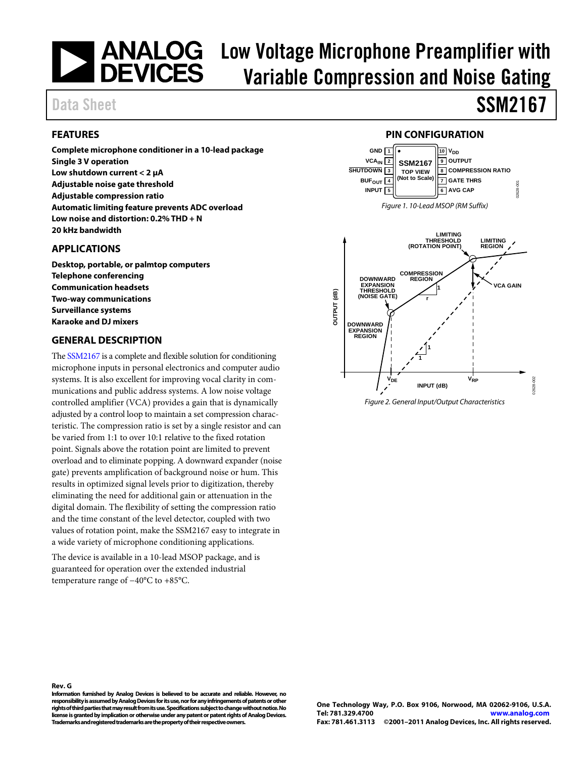# Low Voltage Microphone Preamplifier with Variable Compression and Noise Gating

Data Sheet

# SSM2167

## FEATURES

**Complete microphone conditioner in a 10-lead package**
**Single 3 V operation**
**Low shutdown current < 2 μA**
**Adjustable noise gate threshold**
**Adjustable compression ratio**
**Automatic limiting feature prevents ADC overload**
**Low noise and distortion: 0.2% THD + N**
**20 kHz bandwidth**

## APPLICATIONS

**Desktop, portable, or palmtop computers**
**Telephone conferencing**
**Communication headsets**
**Two-way communications**
**Surveillance systems**
**Karaoke and DJ mixers**

## GENERAL DESCRIPTION

The SSM2167 is a complete and flexible solution for conditioning microphone inputs in personal electronics and computer audio systems. It is also excellent for improving vocal clarity in communications and public address systems. A low noise voltage controlled amplifier (VCA) provides a gain that is dynamically adjusted by a control loop to maintain a set compression characteristic. The compression ratio is set by a single resistor and can be varied from 1:1 to over 10:1 relative to the fixed rotation point. Signals above the rotation point are limited to prevent overload and to eliminate popping. A downward expander (noise gate) prevents amplification of background noise or hum. This results in optimized signal levels prior to digitization, thereby eliminating the need for additional gain or attenuation in the digital domain. The flexibility of setting the compression ratio and the time constant of the level detector, coupled with two values of rotation point, make the SSM2167 easy to integrate in a wide variety of microphone conditioning applications.

The device is available in a 10-lead MSOP package, and is guaranteed for operation over the extended industrial temperature range of −40°C to +85°C.

## PIN CONFIGURATION

| Pin | Name | Pin | Name |
|---|---|---|---|
| 1 | GND | 10 | $V_{DD}$ |
| 2 | $VCA_{IN}$ | 9 | OUTPUT |
| 3 | SHUTDOWN | 8 | COMPRESSION RATIO |
| 4 | $BUF_{OUT}$ | 7 | GATE THRS |
| 5 | INPUT | 6 | AVG CAP |

*Figure 1. 10-Lead MSOP (RM Suffix)*

*Figure 2. General Input/Output Characteristics*

Rev. G

Information furnished by Analog Devices is believed to be accurate and reliable. However, no responsibility is assumed by Analog Devices for its use, nor for any infringements of patents or other rights of third parties that may result from its use. Specifications subject to change without notice. No license is granted by implication or otherwise under any patent or patent rights of Analog Devices. Trademarks and registered trademarks are the property of their respective owners.

One Technology Way, P.O. Box 9106, Norwood, MA 02062-9106, U.S.A.
Tel: 781.329.4700 www.analog.com
Fax: 781.461.3113 ©2001–2011 Analog Devices, Inc. All rights reserved.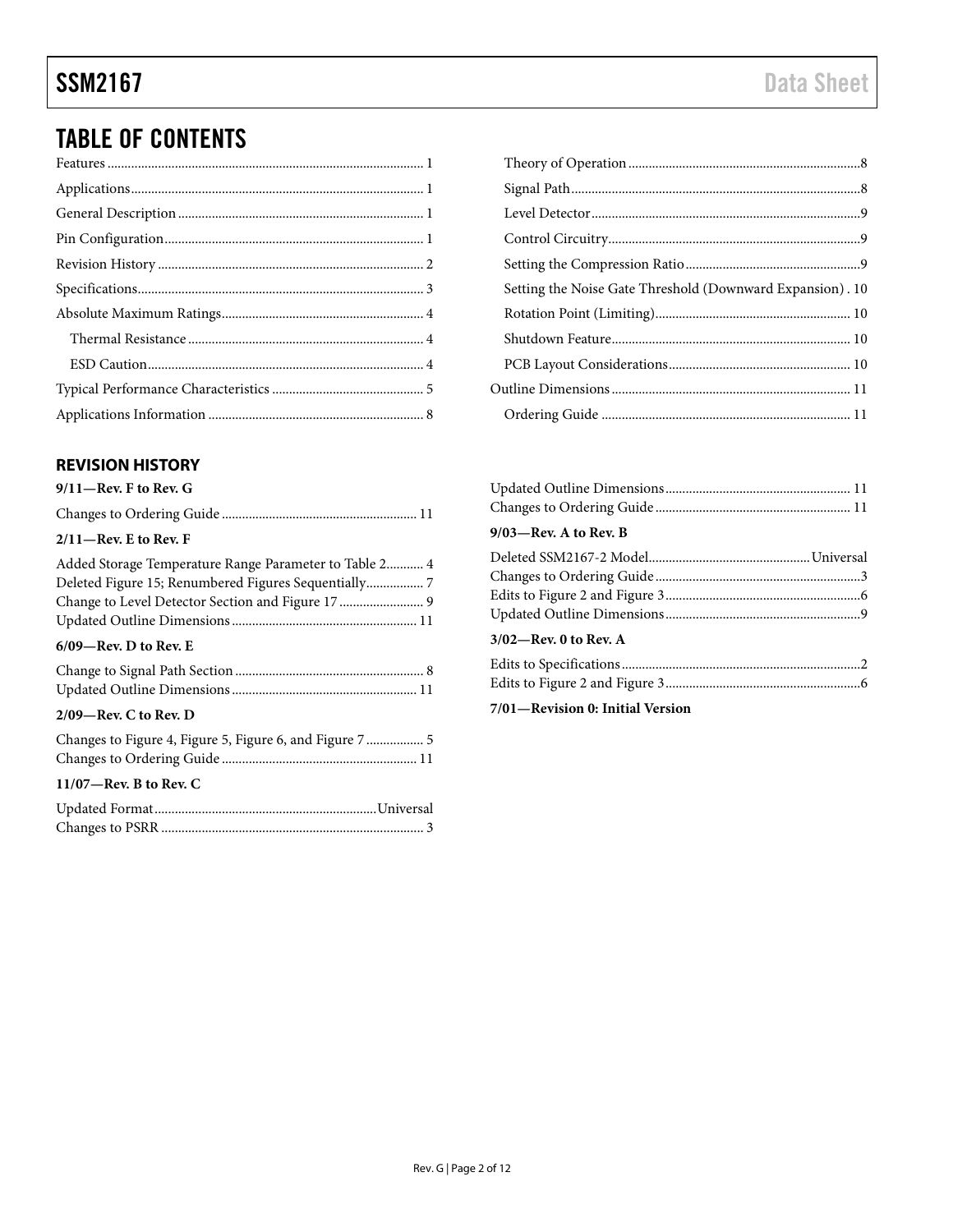## TABLE OF CONTENTS

Features ... 1
Applications ... 1
General Description ... 1
Pin Configuration ... 1
Revision History ... 2
Specifications ... 3
Absolute Maximum Ratings ... 4
  Thermal Resistance ... 4
  ESD Caution ... 4
Typical Performance Characteristics ... 5
Applications Information ... 8
  Theory of Operation ... 8
  Signal Path ... 8
  Level Detector ... 9
  Control Circuitry ... 9
  Setting the Compression Ratio ... 9
  Setting the Noise Gate Threshold (Downward Expansion) . 10
  Rotation Point (Limiting) ... 10
  Shutdown Feature ... 10
  PCB Layout Considerations ... 10
Outline Dimensions ... 11
  Ordering Guide ... 11

### REVISION HISTORY

**9/11—Rev. F to Rev. G**

Changes to Ordering Guide ... 11

**2/11—Rev. E to Rev. F**

Added Storage Temperature Range Parameter to Table 2 ... 4
Deleted Figure 15; Renumbered Figures Sequentially ... 7
Change to Level Detector Section and Figure 17 ... 9
Updated Outline Dimensions ... 11

**6/09—Rev. D to Rev. E**

Change to Signal Path Section ... 8
Updated Outline Dimensions ... 11

**2/09—Rev. C to Rev. D**

Changes to Figure 4, Figure 5, Figure 6, and Figure 7 ... 5
Changes to Ordering Guide ... 11

**11/07—Rev. B to Rev. C**

Updated Format ... Universal
Changes to PSRR ... 3
Updated Outline Dimensions ... 11
Changes to Ordering Guide ... 11

**9/03—Rev. A to Rev. B**

Deleted SSM2167-2 Model ... Universal
Changes to Ordering Guide ... 3
Edits to Figure 2 and Figure 3 ... 6
Updated Outline Dimensions ... 9

**3/02—Rev. 0 to Rev. A**

Edits to Specifications ... 2
Edits to Figure 2 and Figure 3 ... 6

**7/01—Revision 0: Initial Version**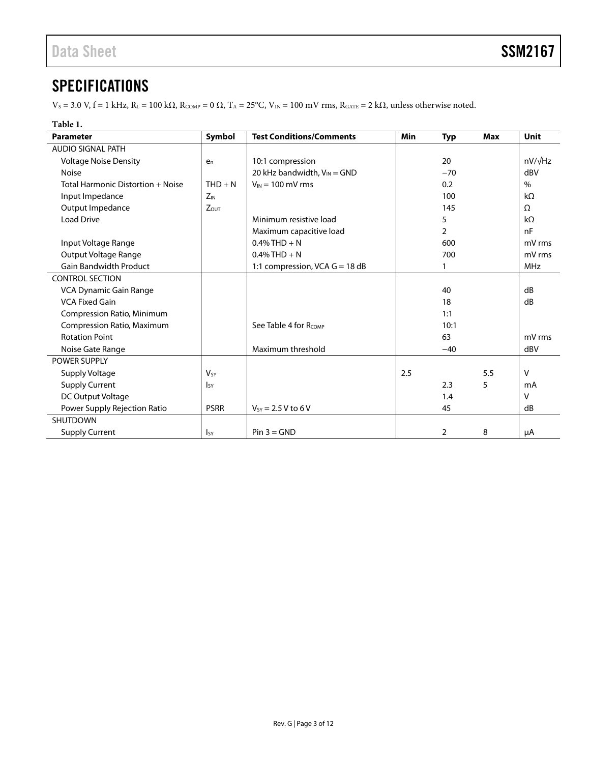# SPECIFICATIONS

$V_S$ = 3.0 V, f = 1 kHz, $R_L$ = 100 kΩ, $R_{COMP}$ = 0 Ω, $T_A$ = 25°C, $V_{IN}$ = 100 mV rms, $R_{GATE}$ = 2 kΩ, unless otherwise noted.

**Table 1.**

| Parameter | Symbol | Test Conditions/Comments | Min | Typ | Max | Unit |
|---|---|---|---|---|---|---|
| AUDIO SIGNAL PATH | | | | | | |
| Voltage Noise Density | $e_n$ | 10:1 compression | | 20 | | nV/√Hz |
| Noise | | 20 kHz bandwidth, $V_{IN}$ = GND | | −70 | | dBV |
| Total Harmonic Distortion + Noise | THD + N | $V_{IN}$ = 100 mV rms | | 0.2 | | % |
| Input Impedance | $Z_{IN}$ | | | 100 | | kΩ |
| Output Impedance | $Z_{OUT}$ | | | 145 | | Ω |
| Load Drive | | Minimum resistive load | | 5 | | kΩ |
| | | Maximum capacitive load | | 2 | | nF |
| Input Voltage Range | | 0.4% THD + N | | 600 | | mV rms |
| Output Voltage Range | | 0.4% THD + N | | 700 | | mV rms |
| Gain Bandwidth Product | | 1:1 compression, VCA G = 18 dB | | 1 | | MHz |
| CONTROL SECTION | | | | | | |
| VCA Dynamic Gain Range | | | | 40 | | dB |
| VCA Fixed Gain | | | | 18 | | dB |
| Compression Ratio, Minimum | | | | 1:1 | | |
| Compression Ratio, Maximum | | See Table 4 for $R_{COMP}$ | | 10:1 | | |
| Rotation Point | | | | 63 | | mV rms |
| Noise Gate Range | | Maximum threshold | | −40 | | dBV |
| POWER SUPPLY | | | | | | |
| Supply Voltage | $V_{SY}$ | | 2.5 | | 5.5 | V |
| Supply Current | $I_{SY}$ | | | 2.3 | 5 | mA |
| DC Output Voltage | | | | 1.4 | | V |
| Power Supply Rejection Ratio | PSRR | $V_{SY}$ = 2.5 V to 6 V | | 45 | | dB |
| SHUTDOWN | | | | | | |
| Supply Current | $I_{SY}$ | Pin 3 = GND | | 2 | 8 | μA |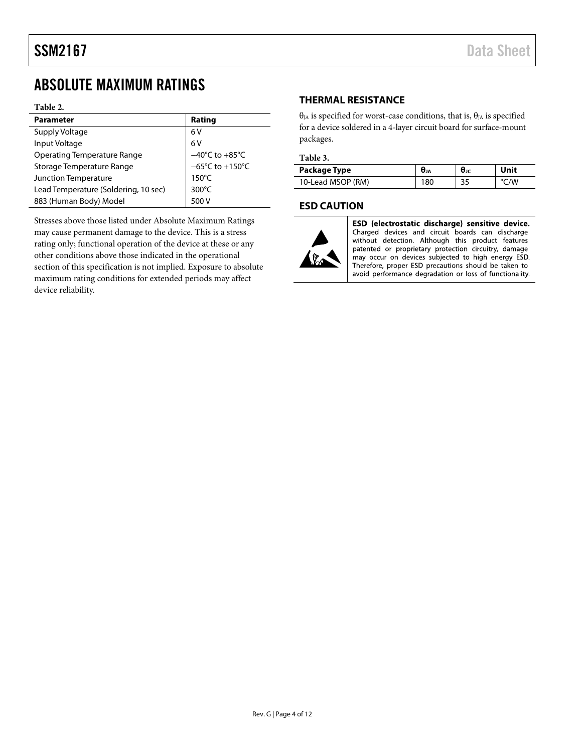# ABSOLUTE MAXIMUM RATINGS

**Table 2.**

| Parameter | Rating |
|---|---|
| Supply Voltage | 6 V |
| Input Voltage | 6 V |
| Operating Temperature Range | −40°C to +85°C |
| Storage Temperature Range | −65°C to +150°C |
| Junction Temperature | 150°C |
| Lead Temperature (Soldering, 10 sec) | 300°C |
| 883 (Human Body) Model | 500 V |

Stresses above those listed under Absolute Maximum Ratings may cause permanent damage to the device. This is a stress rating only; functional operation of the device at these or any other conditions above those indicated in the operational section of this specification is not implied. Exposure to absolute maximum rating conditions for extended periods may affect device reliability.

## THERMAL RESISTANCE

$\theta_{JA}$ is specified for worst-case conditions, that is, $\theta_{JA}$ is specified for a device soldered in a 4-layer circuit board for surface-mount packages.

**Table 3.**

| Package Type | $\theta_{JA}$ | $\theta_{JC}$ | Unit |
|---|---|---|---|
| 10-Lead MSOP (RM) | 180 | 35 | °C/W |

## ESD CAUTION

**ESD (electrostatic discharge) sensitive device.** Charged devices and circuit boards can discharge without detection. Although this product features patented or proprietary protection circuitry, damage may occur on devices subjected to high energy ESD. Therefore, proper ESD precautions should be taken to avoid performance degradation or loss of functionality.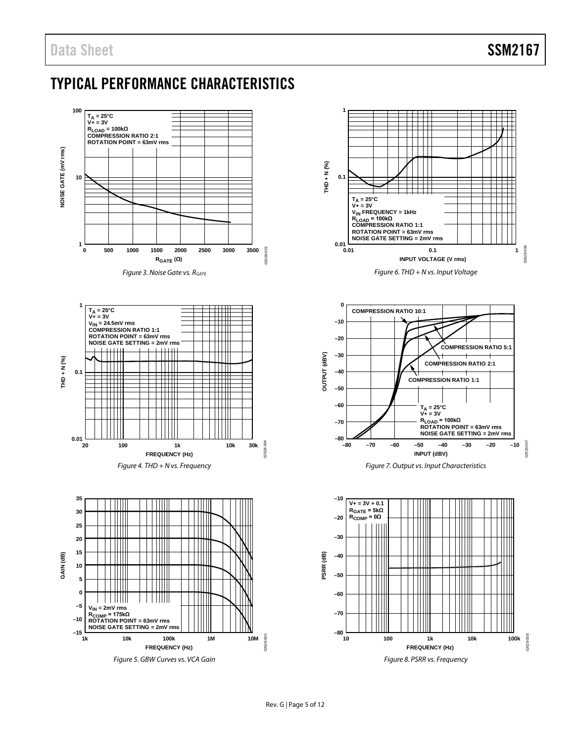## TYPICAL PERFORMANCE CHARACTERISTICS

Figure 3. Noise Gate vs. $R_{GATE}$

Figure 4. THD + N vs. Frequency

Figure 5. GBW Curves vs. VCA Gain

Figure 6. THD + N vs. Input Voltage

Figure 7. Output vs. Input Characteristics

Figure 8. PSRR vs. Frequency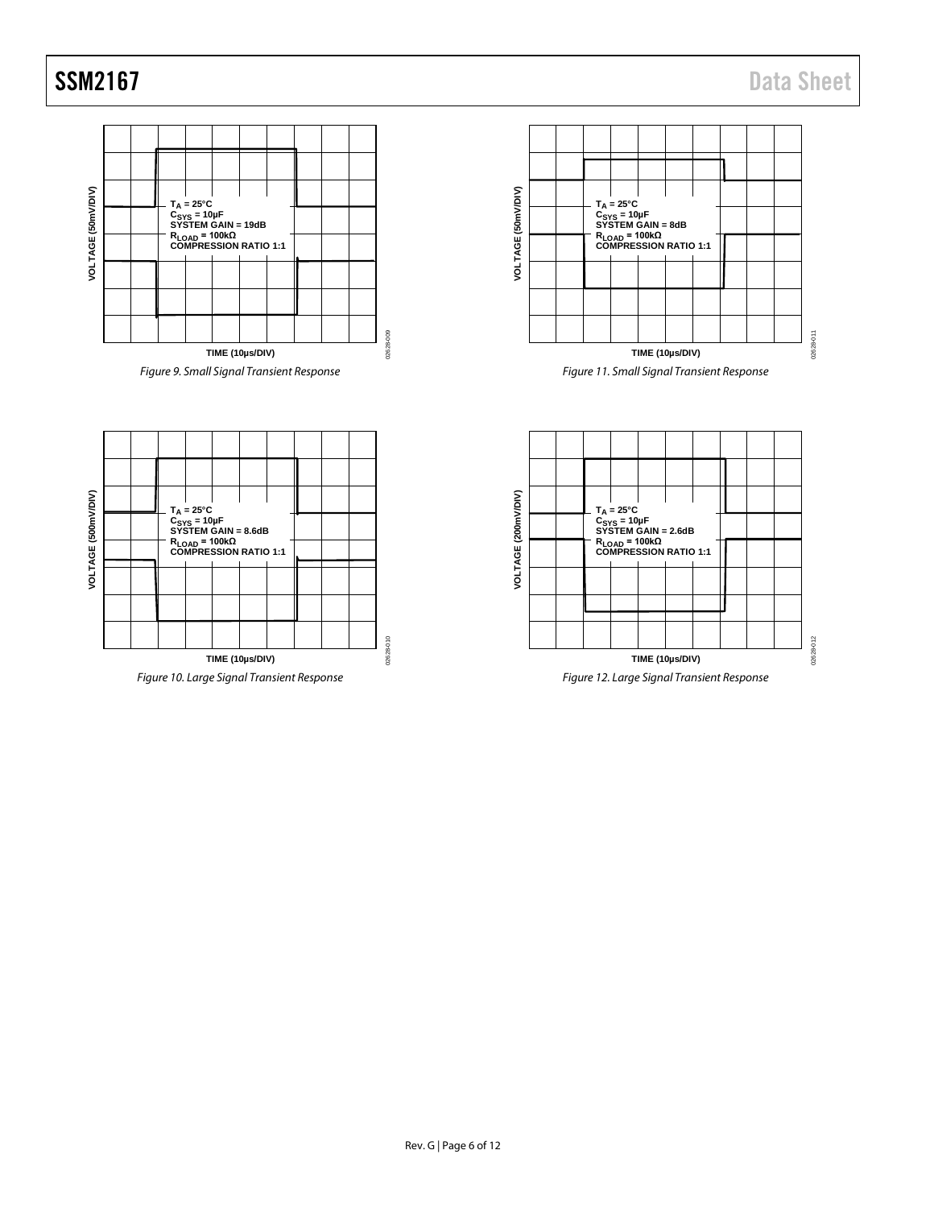Figure 9. Small Signal Transient Response

Figure 10. Large Signal Transient Response

Figure 11. Small Signal Transient Response

Figure 12. Large Signal Transient Response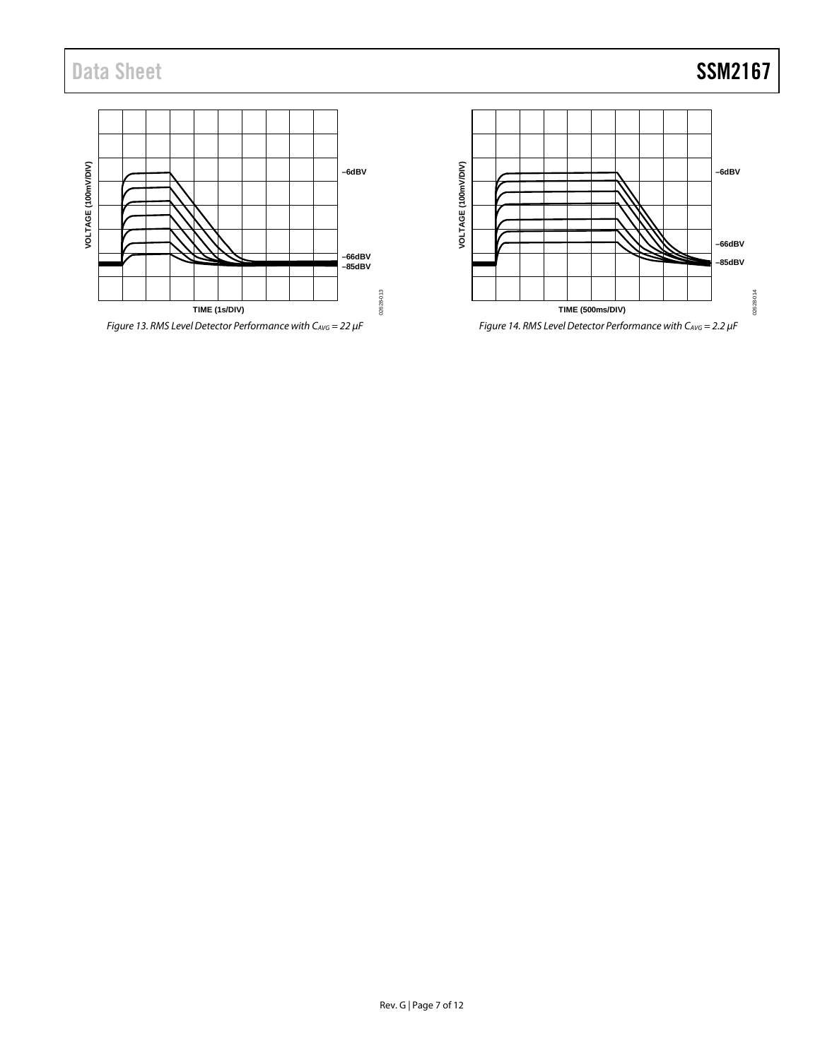Figure 13. RMS Level Detector Performance with $C_{AVG}$ = 22 µF

Figure 14. RMS Level Detector Performance with $C_{AVG}$ = 2.2 µF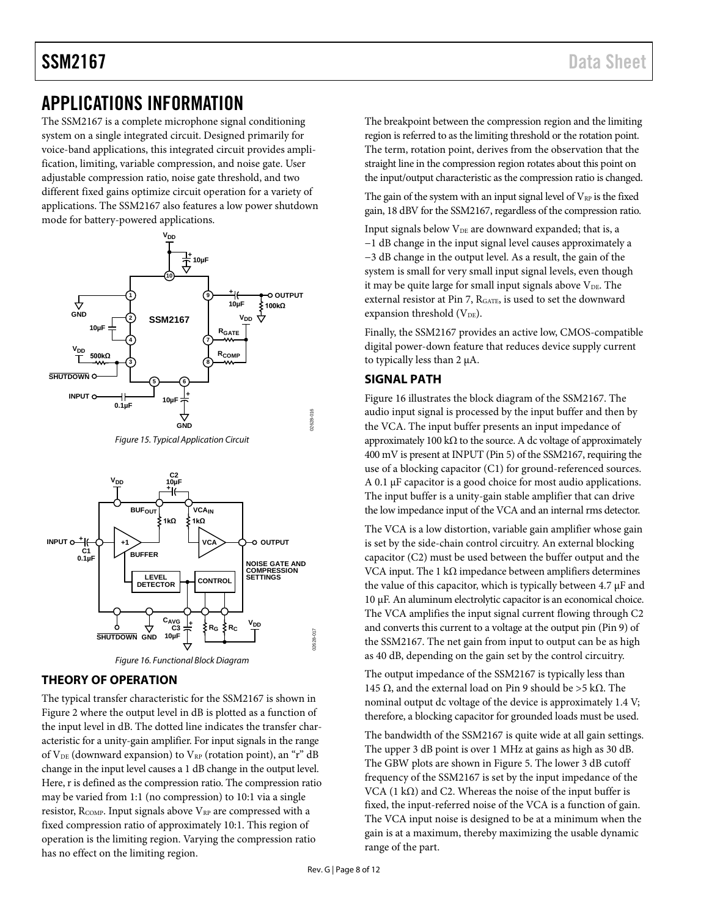# APPLICATIONS INFORMATION

The SSM2167 is a complete microphone signal conditioning system on a single integrated circuit. Designed primarily for voice-band applications, this integrated circuit provides amplification, limiting, variable compression, and noise gate. User adjustable compression ratio, noise gate threshold, and two different fixed gains optimize circuit operation for a variety of applications. The SSM2167 also features a low power shutdown mode for battery-powered applications.

Figure 15. Typical Application Circuit

Figure 16. Functional Block Diagram

## THEORY OF OPERATION

The typical transfer characteristic for the SSM2167 is shown in Figure 2 where the output level in dB is plotted as a function of the input level in dB. The dotted line indicates the transfer characteristic for a unity-gain amplifier. For input signals in the range of $V_{DE}$ (downward expansion) to $V_{RP}$ (rotation point), an "r" dB change in the input level causes a 1 dB change in the output level. Here, r is defined as the compression ratio. The compression ratio may be varied from 1:1 (no compression) to 10:1 via a single resistor, $R_{COMP}$. Input signals above $V_{RP}$ are compressed with a fixed compression ratio of approximately 10:1. This region of operation is the limiting region. Varying the compression ratio has no effect on the limiting region.

The breakpoint between the compression region and the limiting region is referred to as the limiting threshold or the rotation point. The term, rotation point, derives from the observation that the straight line in the compression region rotates about this point on the input/output characteristic as the compression ratio is changed.

The gain of the system with an input signal level of $V_{RP}$ is the fixed gain, 18 dBV for the SSM2167, regardless of the compression ratio.

Input signals below $V_{DE}$ are downward expanded; that is, a −1 dB change in the input signal level causes approximately a −3 dB change in the output level. As a result, the gain of the system is small for very small input signal levels, even though it may be quite large for small input signals above $V_{DE}$. The external resistor at Pin 7, $R_{GATE}$, is used to set the downward expansion threshold ($V_{DE}$).

Finally, the SSM2167 provides an active low, CMOS-compatible digital power-down feature that reduces device supply current to typically less than 2 μA.

## SIGNAL PATH

Figure 16 illustrates the block diagram of the SSM2167. The audio input signal is processed by the input buffer and then by the VCA. The input buffer presents an input impedance of approximately 100 kΩ to the source. A dc voltage of approximately 400 mV is present at INPUT (Pin 5) of the SSM2167, requiring the use of a blocking capacitor (C1) for ground-referenced sources. A 0.1 μF capacitor is a good choice for most audio applications. The input buffer is a unity-gain stable amplifier that can drive the low impedance input of the VCA and an internal rms detector.

The VCA is a low distortion, variable gain amplifier whose gain is set by the side-chain control circuitry. An external blocking capacitor (C2) must be used between the buffer output and the VCA input. The 1 kΩ impedance between amplifiers determines the value of this capacitor, which is typically between 4.7 μF and 10 μF. An aluminum electrolytic capacitor is an economical choice. The VCA amplifies the input signal current flowing through C2 and converts this current to a voltage at the output pin (Pin 9) of the SSM2167. The net gain from input to output can be as high as 40 dB, depending on the gain set by the control circuitry.

The output impedance of the SSM2167 is typically less than 145 Ω, and the external load on Pin 9 should be >5 kΩ. The nominal output dc voltage of the device is approximately 1.4 V; therefore, a blocking capacitor for grounded loads must be used.

The bandwidth of the SSM2167 is quite wide at all gain settings. The upper 3 dB point is over 1 MHz at gains as high as 30 dB. The GBW plots are shown in Figure 5. The lower 3 dB cutoff frequency of the SSM2167 is set by the input impedance of the VCA (1 kΩ) and C2. Whereas the noise of the input buffer is fixed, the input-referred noise of the VCA is a function of gain. The VCA input noise is designed to be at a minimum when the gain is at a maximum, thereby maximizing the usable dynamic range of the part.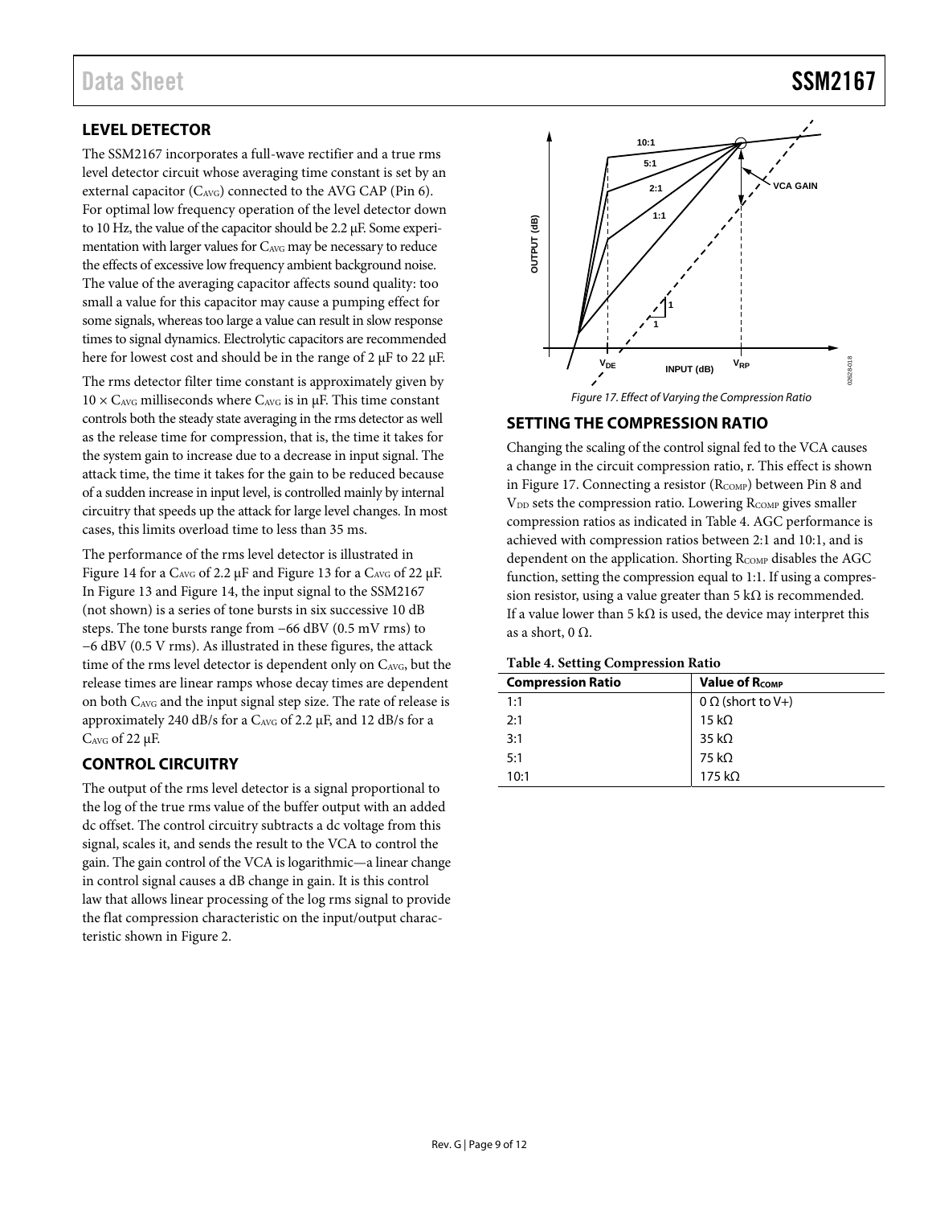## LEVEL DETECTOR

The SSM2167 incorporates a full-wave rectifier and a true rms level detector circuit whose averaging time constant is set by an external capacitor ($C_{AVG}$) connected to the AVG CAP (Pin 6). For optimal low frequency operation of the level detector down to 10 Hz, the value of the capacitor should be 2.2 μF. Some experimentation with larger values for $C_{AVG}$ may be necessary to reduce the effects of excessive low frequency ambient background noise. The value of the averaging capacitor affects sound quality: too small a value for this capacitor may cause a pumping effect for some signals, whereas too large a value can result in slow response times to signal dynamics. Electrolytic capacitors are recommended here for lowest cost and should be in the range of 2 μF to 22 μF.

The rms detector filter time constant is approximately given by $10 \times C_{AVG}$ milliseconds where $C_{AVG}$ is in μF. This time constant controls both the steady state averaging in the rms detector as well as the release time for compression, that is, the time it takes for the system gain to increase due to a decrease in input signal. The attack time, the time it takes for the gain to be reduced because of a sudden increase in input level, is controlled mainly by internal circuitry that speeds up the attack for large level changes. In most cases, this limits overload time to less than 35 ms.

The performance of the rms level detector is illustrated in Figure 14 for a $C_{AVG}$ of 2.2 μF and Figure 13 for a $C_{AVG}$ of 22 μF. In Figure 13 and Figure 14, the input signal to the SSM2167 (not shown) is a series of tone bursts in six successive 10 dB steps. The tone bursts range from −66 dBV (0.5 mV rms) to −6 dBV (0.5 V rms). As illustrated in these figures, the attack time of the rms level detector is dependent only on $C_{AVG}$, but the release times are linear ramps whose decay times are dependent on both $C_{AVG}$ and the input signal step size. The rate of release is approximately 240 dB/s for a $C_{AVG}$ of 2.2 μF, and 12 dB/s for a $C_{AVG}$ of 22 μF.

## CONTROL CIRCUITRY

The output of the rms level detector is a signal proportional to the log of the true rms value of the buffer output with an added dc offset. The control circuitry subtracts a dc voltage from this signal, scales it, and sends the result to the VCA to control the gain. The gain control of the VCA is logarithmic—a linear change in control signal causes a dB change in gain. It is this control law that allows linear processing of the log rms signal to provide the flat compression characteristic on the input/output characteristic shown in Figure 2.

*Figure 17. Effect of Varying the Compression Ratio*

## SETTING THE COMPRESSION RATIO

Changing the scaling of the control signal fed to the VCA causes a change in the circuit compression ratio, r. This effect is shown in Figure 17. Connecting a resistor ($R_{COMP}$) between Pin 8 and $V_{DD}$ sets the compression ratio. Lowering $R_{COMP}$ gives smaller compression ratios as indicated in Table 4. AGC performance is achieved with compression ratios between 2:1 and 10:1, and is dependent on the application. Shorting $R_{COMP}$ disables the AGC function, setting the compression equal to 1:1. If using a compression resistor, using a value greater than 5 kΩ is recommended. If a value lower than 5 kΩ is used, the device may interpret this as a short, 0 Ω.

**Table 4. Setting Compression Ratio**

| Compression Ratio | Value of $R_{COMP}$ |
|---|---|
| 1:1 | 0 Ω (short to V+) |
| 2:1 | 15 kΩ |
| 3:1 | 35 kΩ |
| 5:1 | 75 kΩ |
| 10:1 | 175 kΩ |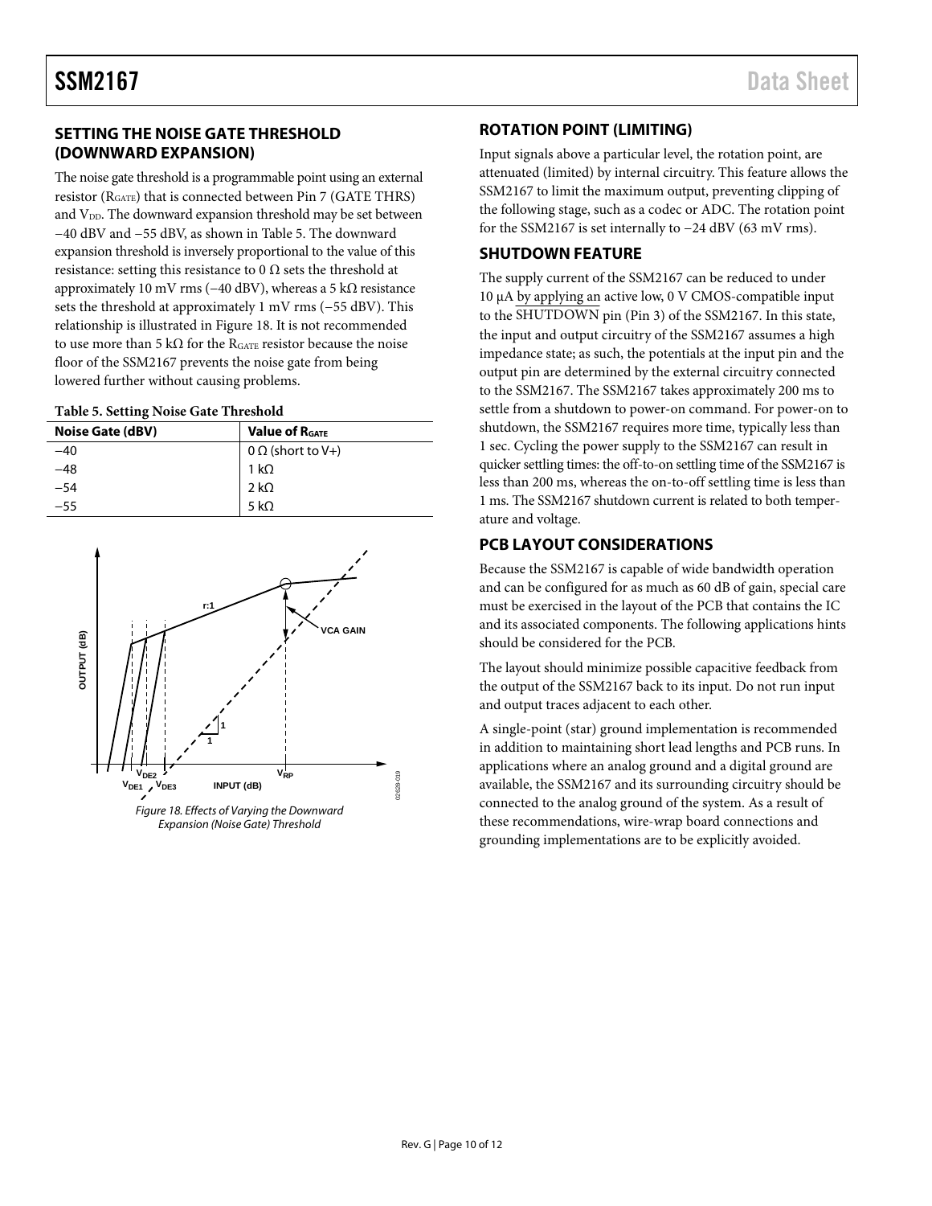## SETTING THE NOISE GATE THRESHOLD (DOWNWARD EXPANSION)

The noise gate threshold is a programmable point using an external resistor ($R_{GATE}$) that is connected between Pin 7 (GATE THRS) and $V_{DD}$. The downward expansion threshold may be set between −40 dBV and −55 dBV, as shown in Table 5. The downward expansion threshold is inversely proportional to the value of this resistance: setting this resistance to 0 Ω sets the threshold at approximately 10 mV rms (−40 dBV), whereas a 5 kΩ resistance sets the threshold at approximately 1 mV rms (−55 dBV). This relationship is illustrated in Figure 18. It is not recommended to use more than 5 kΩ for the $R_{GATE}$ resistor because the noise floor of the SSM2167 prevents the noise gate from being lowered further without causing problems.

**Table 5. Setting Noise Gate Threshold**

| Noise Gate (dBV) | Value of $R_{GATE}$ |
|---|---|
| −40 | 0 Ω (short to V+) |
| −48 | 1 kΩ |
| −54 | 2 kΩ |
| −55 | 5 kΩ |

*Figure 18. Effects of Varying the Downward Expansion (Noise Gate) Threshold*

## ROTATION POINT (LIMITING)

Input signals above a particular level, the rotation point, are attenuated (limited) by internal circuitry. This feature allows the SSM2167 to limit the maximum output, preventing clipping of the following stage, such as a codec or ADC. The rotation point for the SSM2167 is set internally to −24 dBV (63 mV rms).

## SHUTDOWN FEATURE

The supply current of the SSM2167 can be reduced to under 10 μA by applying an active low, 0 V CMOS-compatible input to the $\overline{\text{SHUTDOWN}}$ pin (Pin 3) of the SSM2167. In this state, the input and output circuitry of the SSM2167 assumes a high impedance state; as such, the potentials at the input pin and the output pin are determined by the external circuitry connected to the SSM2167. The SSM2167 takes approximately 200 ms to settle from a shutdown to power-on command. For power-on to shutdown, the SSM2167 requires more time, typically less than 1 sec. Cycling the power supply to the SSM2167 can result in quicker settling times: the off-to-on settling time of the SSM2167 is less than 200 ms, whereas the on-to-off settling time is less than 1 ms. The SSM2167 shutdown current is related to both temperature and voltage.

## PCB LAYOUT CONSIDERATIONS

Because the SSM2167 is capable of wide bandwidth operation and can be configured for as much as 60 dB of gain, special care must be exercised in the layout of the PCB that contains the IC and its associated components. The following applications hints should be considered for the PCB.

The layout should minimize possible capacitive feedback from the output of the SSM2167 back to its input. Do not run input and output traces adjacent to each other.

A single-point (star) ground implementation is recommended in addition to maintaining short lead lengths and PCB runs. In applications where an analog ground and a digital ground are available, the SSM2167 and its surrounding circuitry should be connected to the analog ground of the system. As a result of these recommendations, wire-wrap board connections and grounding implementations are to be explicitly avoided.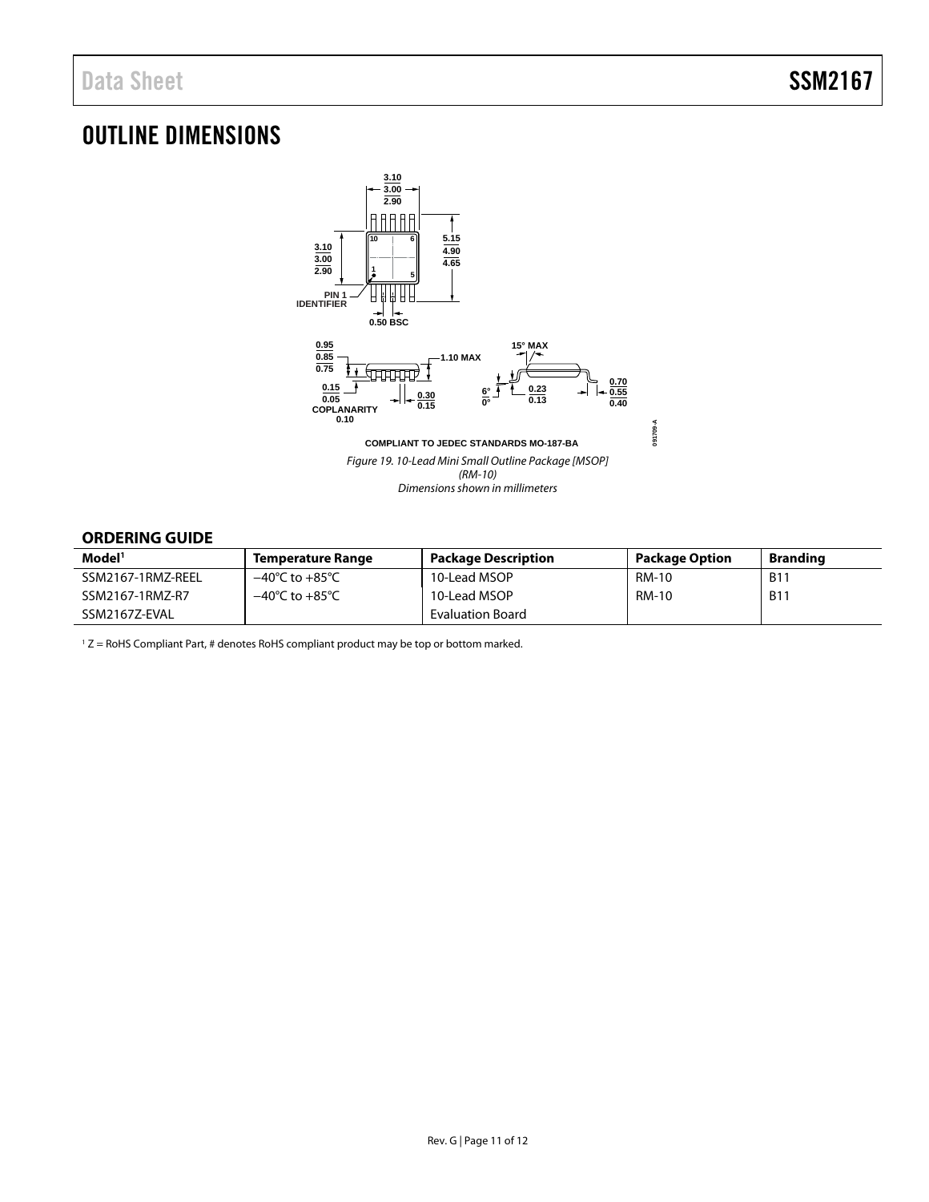# OUTLINE DIMENSIONS

COMPLIANT TO JEDEC STANDARDS MO-187-BA

*Figure 19. 10-Lead Mini Small Outline Package [MSOP] (RM-10) Dimensions shown in millimeters*

## ORDERING GUIDE

| Model[1] | Temperature Range | Package Description | Package Option | Branding |
|---|---|---|---|---|
| SSM2167-1RMZ-REEL | −40°C to +85°C | 10-Lead MSOP | RM-10 | B11 |
| SSM2167-1RMZ-R7 | −40°C to +85°C | 10-Lead MSOP | RM-10 | B11 |
| SSM2167Z-EVAL | | Evaluation Board | | |

[1] Z = RoHS Compliant Part, # denotes RoHS compliant product may be top or bottom marked.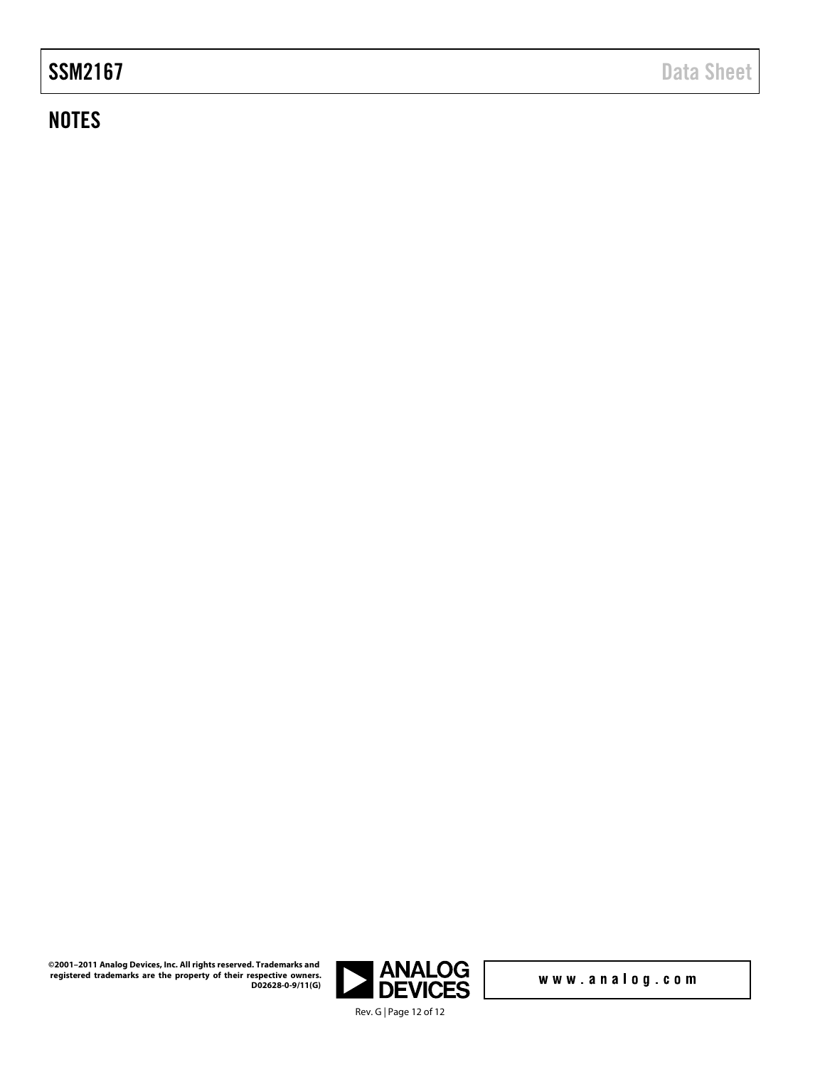## NOTES

©2001–2011 Analog Devices, Inc. All rights reserved. Trademarks and registered trademarks are the property of their respective owners.
D02628-0-9/11(G)

www.analog.com